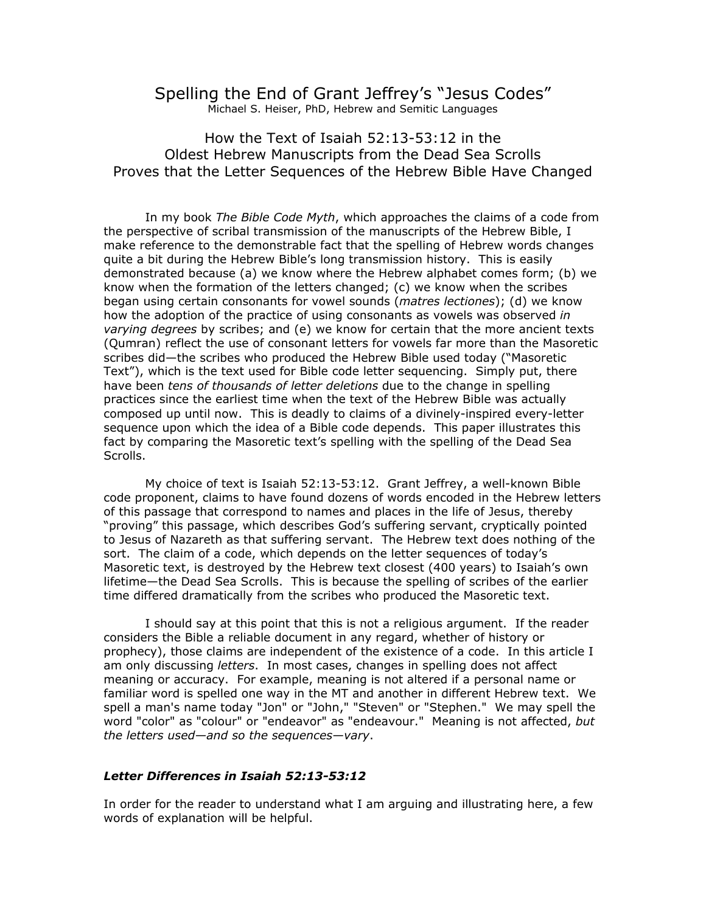# Spelling the End of Grant Jeffrey's "Jesus Codes"

Michael S. Heiser, PhD, Hebrew and Semitic Languages

## How the Text of Isaiah 52:13-53:12 in the Oldest Hebrew Manuscripts from the Dead Sea Scrolls Proves that the Letter Sequences of the Hebrew Bible Have Changed

In my book *The Bible Code Myth*, which approaches the claims of a code from the perspective of scribal transmission of the manuscripts of the Hebrew Bible, I make reference to the demonstrable fact that the spelling of Hebrew words changes quite a bit during the Hebrew Bible's long transmission history. This is easily demonstrated because (a) we know where the Hebrew alphabet comes form; (b) we know when the formation of the letters changed; (c) we know when the scribes began using certain consonants for vowel sounds (*matres lectiones*); (d) we know how the adoption of the practice of using consonants as vowels was observed *in varying degrees* by scribes; and (e) we know for certain that the more ancient texts (Qumran) reflect the use of consonant letters for vowels far more than the Masoretic scribes did—the scribes who produced the Hebrew Bible used today ("Masoretic Text"), which is the text used for Bible code letter sequencing. Simply put, there have been *tens of thousands of letter deletions* due to the change in spelling practices since the earliest time when the text of the Hebrew Bible was actually composed up until now. This is deadly to claims of a divinely-inspired every-letter sequence upon which the idea of a Bible code depends. This paper illustrates this fact by comparing the Masoretic text's spelling with the spelling of the Dead Sea Scrolls.

My choice of text is Isaiah 52:13-53:12. Grant Jeffrey, a well-known Bible code proponent, claims to have found dozens of words encoded in the Hebrew letters of this passage that correspond to names and places in the life of Jesus, thereby "proving" this passage, which describes God's suffering servant, cryptically pointed to Jesus of Nazareth as that suffering servant. The Hebrew text does nothing of the sort. The claim of a code, which depends on the letter sequences of today's Masoretic text, is destroyed by the Hebrew text closest (400 years) to Isaiah's own lifetime—the Dead Sea Scrolls. This is because the spelling of scribes of the earlier time differed dramatically from the scribes who produced the Masoretic text.

I should say at this point that this is not a religious argument. If the reader considers the Bible a reliable document in any regard, whether of history or prophecy), those claims are independent of the existence of a code. In this article I am only discussing *letters*. In most cases, changes in spelling does not affect meaning or accuracy. For example, meaning is not altered if a personal name or familiar word is spelled one way in the MT and another in different Hebrew text. We spell a man's name today "Jon" or "John," "Steven" or "Stephen." We may spell the word "color" as "colour" or "endeavor" as "endeavour." Meaning is not affected, *but the letters used—and so the sequences—vary*.

### *Letter Differences in Isaiah 52:13-53:12*

In order for the reader to understand what I am arguing and illustrating here, a few words of explanation will be helpful.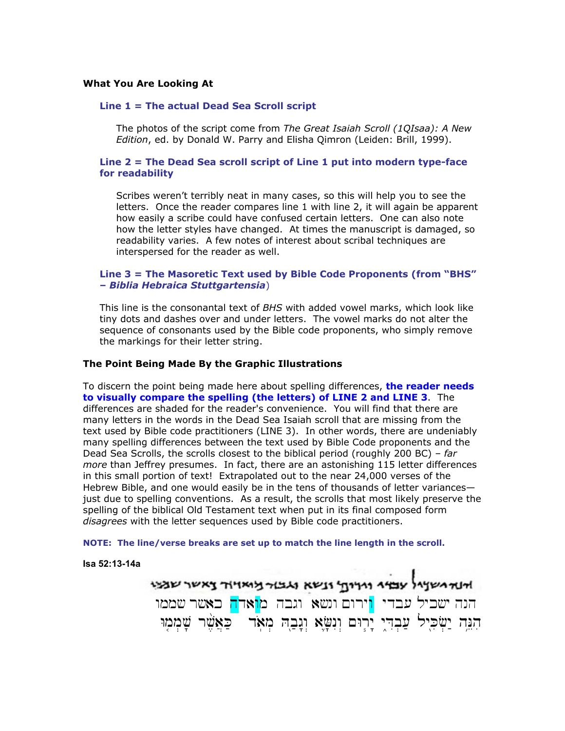### What You Are Looking At

**Line 1 = The actual Dead Sea Scroll script**

The photos of the script come from *The Great Isaiah Scroll (1QIsaa): A New Edition*, ed. by Donald W. Parry and Elisha Qimron (Leiden: Brill, 1999).

**Line 2 = The Dead Sea scroll script of Line 1 put into modern type-face for readability**

Scribes weren't terribly neat in many cases, so this will help you to see the letters. Once the reader compares line 1 with line 2, it will again be apparent how easily a scribe could have confused certain letters. One can also note how the letter styles have changed. At times the manuscript is damaged, so readability varies. A few notes of interest about scribal techniques are interspersed for the reader as well.

**Line 3 = The Masoretic Text used by Bible Code Proponents (from "BHS" – *Biblia Hebraica Stuttgartensia*)**

This line is the consonantal text of *BHS* with added vowel marks, which look like tiny dots and dashes over and under letters. The vowel marks do not alter the sequence of consonants used by the Bible code proponents, who simply remove the markings for their letter string.

### The Point Being Made By the Graphic Illustrations

To discern the point being made here about spelling differences, **the reader needs to visually compare the spelling (the letters) of LINE 2 and LINE 3**. The differences are shaded for the reader's convenience. You will find that there are many letters in the words in the Dead Sea Isaiah scroll that are missing from the text used by Bible code practitioners (LINE 3). In other words, there are undeniably many spelling differences between the text used by Bible Code proponents and the Dead Sea Scrolls, the scrolls closest to the biblical period (roughly 200 BC) – *far more* than Jeffrey presumes. In fact, there are an astonishing 115 letter differences in this small portion of text! Extrapolated out to the near 24,000 verses of the Hebrew Bible, and one would easily be in the tens of thousands of letter variances—just due to spelling conventions. As a result, the scrolls that most likely preserve the spelling of the biblical Old Testament text when put in its final composed form *disagrees* with the letter sequences used by Bible code practitioners.

**NOTE: The line/verse breaks are set up to match the line length in the scroll.**

**Isa 52:13-14a**

הנה ישכיל עבדי וירום ונשא וגבה מואדה כאשר שממו

הִנֵּה יַשְׂכִּיל עַבְדִּי יָרוּם וְנִשָּׂא וְגָבַהּ מְאֹד כַּאֲשֶׁר שָׁמְמוּ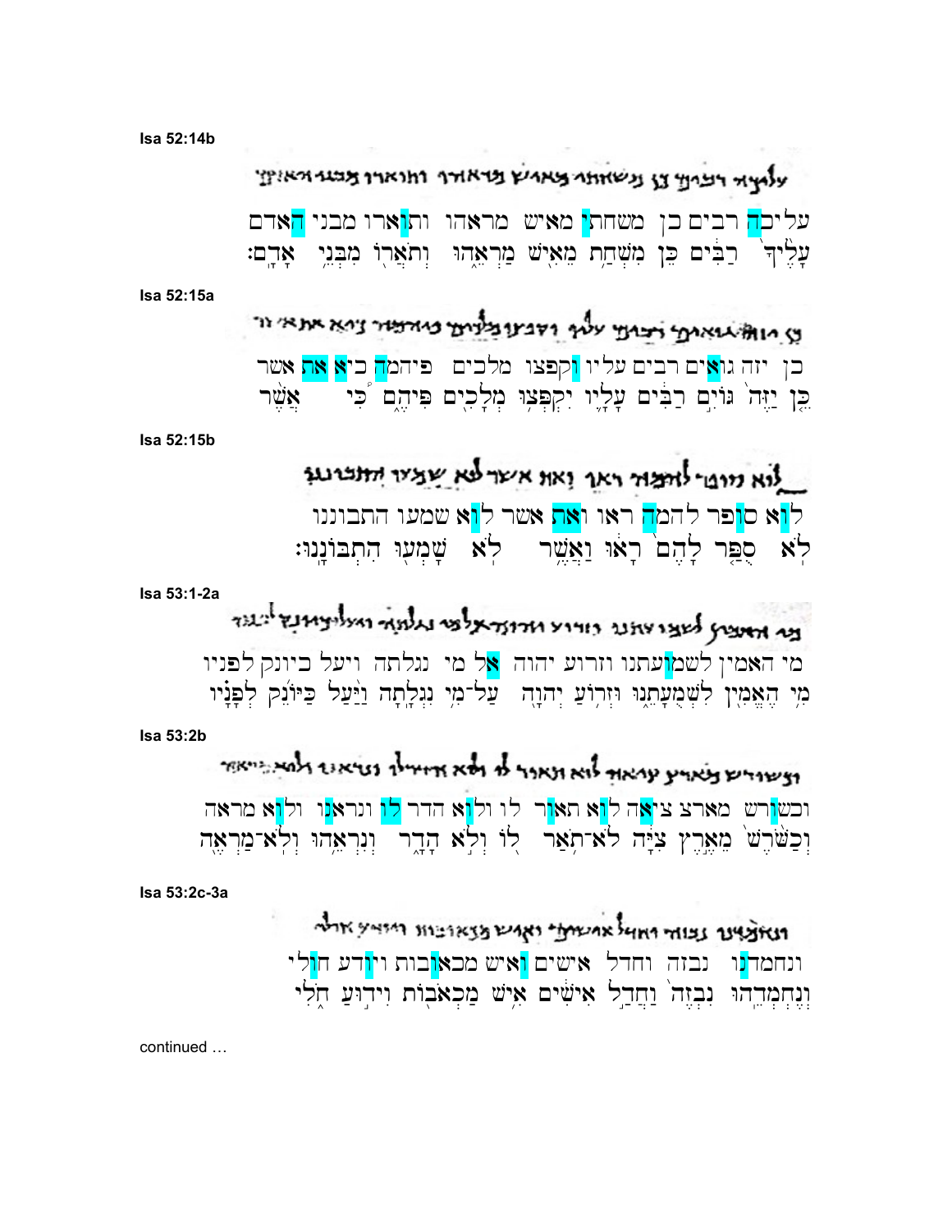Isa 52:14b

עליכה רבים כן משחתי מאיש מראהו ותוארו מבני האדם
עָלֶ֙יךָ֙ רַבִּ֔ים כֵּֽן־מִשְׁחַ֥ת מֵאִ֖ישׁ מַרְאֵ֑הוּ וְתֹאֲר֖וֹ מִבְּנֵ֥י אָדָֽם׃

Isa 52:15a

כן יזה גואים רבים עליו וקפצו מלכים פיהמה כיא את אשר
כֵּ֤ן יַזֶּה֙ גּוֹיִ֣ם רַבִּ֔ים עָלָ֛יו יִקְפְּצ֥וּ מְלָכִ֖ים פִּיהֶ֑ם כִּ֠י אֲשֶׁ֨ר

Isa 52:15b

לוא סופר להמה ראו ואת אשר לוא שמעו התבוננו
לֹֽא־סֻפַּ֤ר לָהֶם֙ רָא֔וּ וַאֲשֶׁ֥ר לֹֽא־שָׁמְע֖וּ הִתְבּוֹנָֽנוּ׃

Isa 53:1-2a

מי האמין לשמועתנו וזרוע יהוה אל מי נגלתה ויעל כיונק לפניו
מִ֥י הֶאֱמִ֖ין לִשְׁמֻעָתֵ֑נוּ וּזְר֥וֹעַ יְהוָ֖ה עַל־מִ֥י נִגְלָֽתָה׃ וַיַּ֨עַל כַּיּוֹנֵ֜ק לְפָנָ֗יו

Isa 53:2b

וכשורש מארצ ציאה לוא תואר לו ולוא הדר לו ונראנו ולוא מראה
וְכַשֹּׁ֙רֶשׁ֙ מֵאֶ֣רֶץ צִיָּ֔ה לֹא־תֹ֥אַר ל֖וֹ וְלֹ֣א הָדָ֑ר וְנִרְאֵ֥הוּ וְלֹֽא־מַרְאֶ֖ה

Isa 53:2c-3a

ונחמדנו נבזה וחדל אישים ואיש מכאובות ויודע חולי
וְנֶחְמְדֵֽהוּ׃ נִבְזֶה֙ וַחֲדַ֣ל אִישִׁ֔ים אִ֥ישׁ מַכְאֹב֖וֹת וִיד֣וּעַ חֹ֑לִי

continued …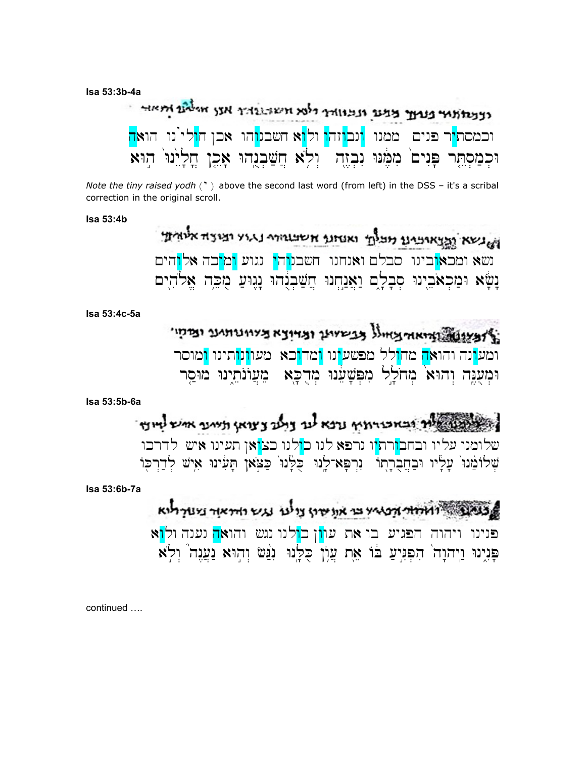**Isa 53:3b-4a**

וכמסתיר פנים ממנו ונבוזהו ולוא חשבנוהו אכן חולי֗נו הואה

וּכְמַסְתֵּר פָּנִים֙ מִמֶּ֔נּוּ נִבְזֶ֖ה וְלֹ֥א חֲשַׁבְנֻֽהוּ׃ אָכֵ֤ן חֳלָיֵ֙נוּ֙ ה֣וּא

*Note the tiny raised yodh (*ʾ*) above the second last word (from left) in the DSS – it's a scribal correction in the original scroll.*

**Isa 53:4b**

נשא ומכאובינו סבלם ואנחנו חשבנוהו נגוע ומוכה אלוהים

נָשָׂ֔א וּמַכְאֹבֵ֖ינוּ סְבָלָ֑ם וַאֲנַ֣חְנוּ חֲשַׁבְנֻ֔הוּ נָג֛וּעַ מֻכֵּ֥ה אֱלֹהִ֖ים

**Isa 53:4c-5a**

ומעונה והואה מחולל מפשעינו ומדוכא מעוונותינו ומוסר

וּמְעֻנֶּֽה׃ וְהוּא֙ מְחֹלָ֣ל מִפְּשָׁעֵ֔נוּ מְדֻכָּ֖א מֵעֲוֺנֹתֵ֑ינוּ מוּסַ֤ר

**Isa 53:5b-6a**

שלומנו עליו ובחבורתיו נרפא לנו כולנו כצואן תעינו איש לדרכו

שְׁלוֹמֵ֙נוּ֙ עָלָ֔יו וּבַחֲבֻרָת֖וֹ נִרְפָּא־לָֽנוּ׃ כֻּלָּ֙נוּ֙ כַּצֹּ֣אן תָּעִ֔ינוּ אִ֥ישׁ לְדַרְכּ֖וֹ

**Isa 53:6b-7a**

פנינו ויהוה הפגיע בו את עוון כולנו נגש והואה נענה ולוא

פָּנִ֑ינוּ וַֽיהוָה֙ הִפְגִּ֣יעַ בּ֔וֹ אֵ֖ת עֲוֺ֥ן כֻּלָּֽנוּ׃ נִגַּ֨שׂ וְה֣וּא נַעֲנֶה֮ וְלֹ֣א

continued ….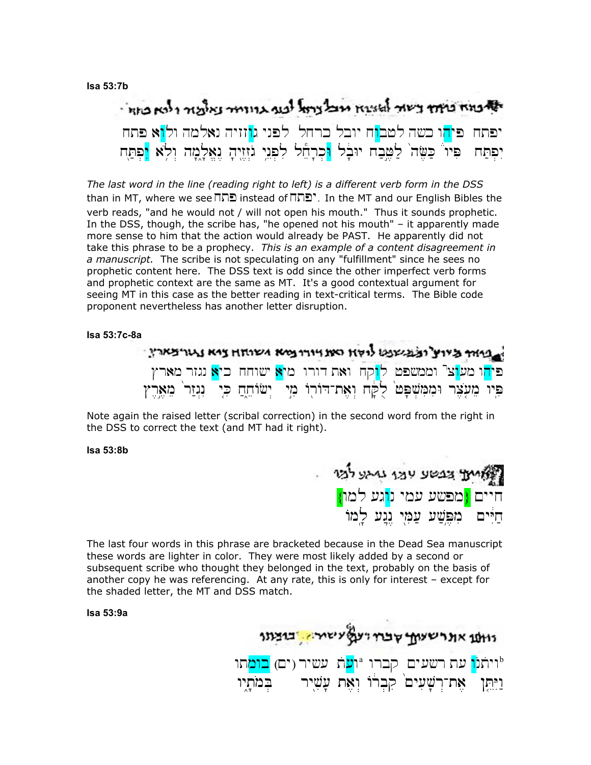**Isa 53:7b**

יפתח פיהו כשה לטבוח יובל כרחל לפני גוזזיה נאלמה ולוא פתח

יִפְתַּח פִּיו כַּשֶּׂה לַטֶּבַח יוּבָל וּכְרָחֵל לִפְנֵי גֹזְזֶיהָ נֶאֱלָמָה וְלֹא יִפְתַּח

*The last word in the line (reading right to left) is a different verb form in the DSS* than in MT, where we see פתח instead of יפתח. In the MT and our English Bibles the verb reads, "and he would not / will not open his mouth." Thus it sounds prophetic. In the DSS, though, the scribe has, "he opened not his mouth" – it apparently made more sense to him that the action would already be PAST. He apparently did not take this phrase to be a prophecy. *This is an example of a content disagreement in a manuscript.* The scribe is not speculating on any "fulfillment" since he sees no prophetic content here. The DSS text is odd since the other imperfect verb forms and prophetic context are the same as MT. It's a good contextual argument for seeing MT in this case as the better reading in text-critical terms. The Bible code proponent nevertheless has another letter disruption.

**Isa 53:7c-8a**

פיהו מעוצר וממשפט לוקח ואת דורו מיא ישוחח כיא נגזר מארץ

פִּיו מֵעֹצֶר וּמִמִּשְׁפָּט לֻקָּח וְאֶת־דּוֹרוֹ מִי יְשׂוֹחֵחַ כִּי נִגְזַר מֵאֶרֶץ

Note again the raised letter (scribal correction) in the second word from the right in the DSS to correct the text (and MT had it right).

**Isa 53:8b**

חיים {מפשע עמי נוגע למו}

חַיִּים מִפֶּשַׁע עַמִּי נֶגַע לָמוֹ

The last four words in this phrase are bracketed because in the Dead Sea manuscript these words are lighter in color. They were most likely added by a second or subsequent scribe who thought they belonged in the text, probably on the basis of another copy he was referencing. At any rate, this is only for interest – except for the shaded letter, the MT and DSS match.

**Isa 53:9a**

ויתנו[b] עת רשעים קברו[a] ועת עשיר (ים) בומתו

וַיִּתֵּן אֶת־רְשָׁעִים קִבְרוֹ וְאֶת עָשִׁיר בְּמֹתָיו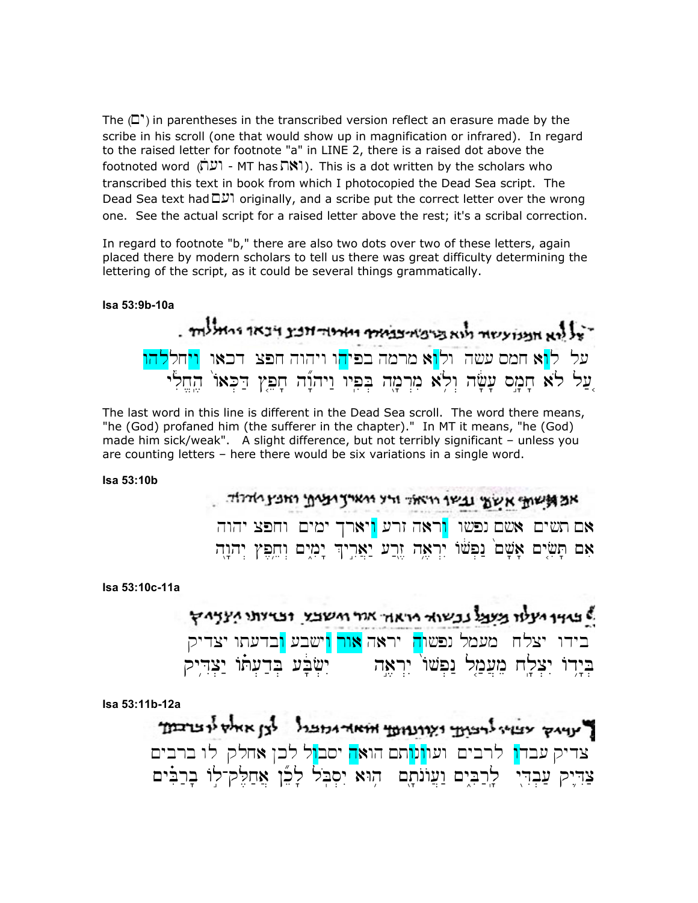The (ים) in parentheses in the transcribed version reflect an erasure made by the scribe in his scroll (one that would show up in magnification or infrared). In regard to the raised letter for footnote "a" in LINE 2, there is a raised dot above the footnoted word (ועת - MT has ואת). This is a dot written by the scholars who transcribed this text in book from which I photocopied the Dead Sea script. The Dead Sea text had ועם originally, and a scribe put the correct letter over the wrong one. See the actual script for a raised letter above the rest; it's a scribal correction.

In regard to footnote "b," there are also two dots over two of these letters, again placed there by modern scholars to tell us there was great difficulty determining the lettering of the script, as it could be several things grammatically.

**Isa 53:9b-10a**

על לוא חמס עשה ולוא מרמה בפיהו ויהוה חפצ דכאו ויחללהו

עַל לֹא חָמָס עָשָׂה וְלֹא מִרְמָה בְּפִיו וַיהוָה חָפֵץ דַּכְּאוֹ הֶחֱלִי

The last word in this line is different in the Dead Sea scroll. The word there means, "he (God) profaned him (the sufferer in the chapter)." In MT it means, "he (God) made him sick/weak". A slight difference, but not terribly significant – unless you are counting letters – here there would be six variations in a single word.

**Isa 53:10b**

אם תשים אשם נפשו וראה זרע ויארך ימים וחפצ יהוה

אִם תָּשִׂים אָשָׁם נַפְשׁוֹ יִרְאֶה זֶרַע יַאֲרִיךְ יָמִים וְחֵפֶץ יְהוָה

**Isa 53:10c-11a**

בידו יצלח מעמל נפשוה יראה אור וישבע ובדעתו יצדיק

בְּיָדוֹ יִצְלָח מֵעֲמַל נַפְשׁוֹ יִרְאֶה יִשְׂבָּע בְּדַעְתּוֹ יַצְדִּיק

**Isa 53:11b-12a**

צדיק עבדו לרבים ועוונותם הואה יסבול לכן אחלק לו ברבים

צַדִּיק עַבְדִּי לָרַבִּים וַעֲוֹנֹתָם הוּא יִסְבֹּל לָכֵן אֲחַלֶּק־לוֹ בָרַבִּים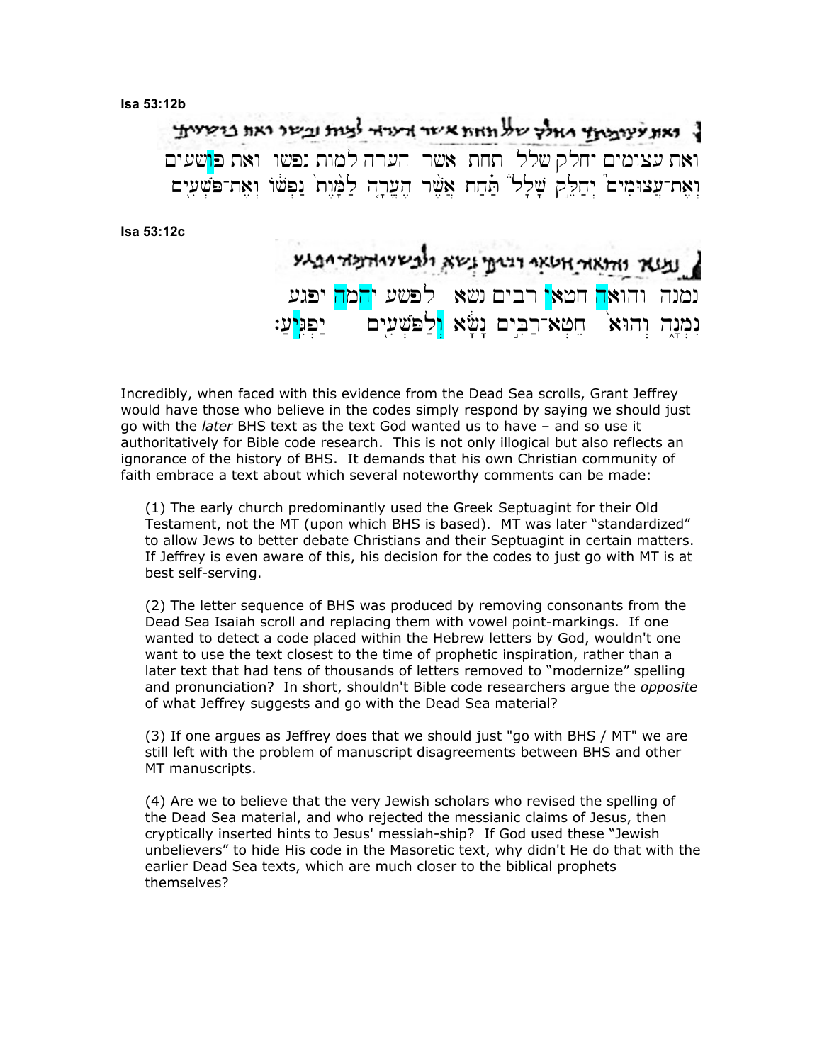**Isa 53:12b**

ואת עצומים יחלק שלל תחת אשר הערה למות נפשו ואת פושעים

וְאֶת־עֲצוּמִים֙ יְחַלֵּ֣ק שָׁלָ֔ל תַּ֚חַת אֲשֶׁ֨ר הֶעֱרָ֤ה לַמָּ֙וֶת֙ נַפְשׁ֔וֹ וְאֶת־פֹּשְׁעִ֖ים

**Isa 53:12c**

נמנה והואה חטאי רבים נשא לפשע יהמה יפגע

נִמְנָ֑ה וְהוּא֙ חֵטְא־רַבִּ֣ים נָשָׂ֔א וְלַפֹּשְׁעִ֖ים יַפְגִּֽיעַ׃

Incredibly, when faced with this evidence from the Dead Sea scrolls, Grant Jeffrey would have those who believe in the codes simply respond by saying we should just go with the *later* BHS text as the text God wanted us to have – and so use it authoritatively for Bible code research. This is not only illogical but also reflects an ignorance of the history of BHS. It demands that his own Christian community of faith embrace a text about which several noteworthy comments can be made:

(1) The early church predominantly used the Greek Septuagint for their Old Testament, not the MT (upon which BHS is based). MT was later "standardized" to allow Jews to better debate Christians and their Septuagint in certain matters. If Jeffrey is even aware of this, his decision for the codes to just go with MT is at best self-serving.

(2) The letter sequence of BHS was produced by removing consonants from the Dead Sea Isaiah scroll and replacing them with vowel point-markings. If one wanted to detect a code placed within the Hebrew letters by God, wouldn't one want to use the text closest to the time of prophetic inspiration, rather than a later text that had tens of thousands of letters removed to "modernize" spelling and pronunciation? In short, shouldn't Bible code researchers argue the *opposite* of what Jeffrey suggests and go with the Dead Sea material?

(3) If one argues as Jeffrey does that we should just "go with BHS / MT" we are still left with the problem of manuscript disagreements between BHS and other MT manuscripts.

(4) Are we to believe that the very Jewish scholars who revised the spelling of the Dead Sea material, and who rejected the messianic claims of Jesus, then cryptically inserted hints to Jesus' messiah-ship? If God used these "Jewish unbelievers" to hide His code in the Masoretic text, why didn't He do that with the earlier Dead Sea texts, which are much closer to the biblical prophets themselves?